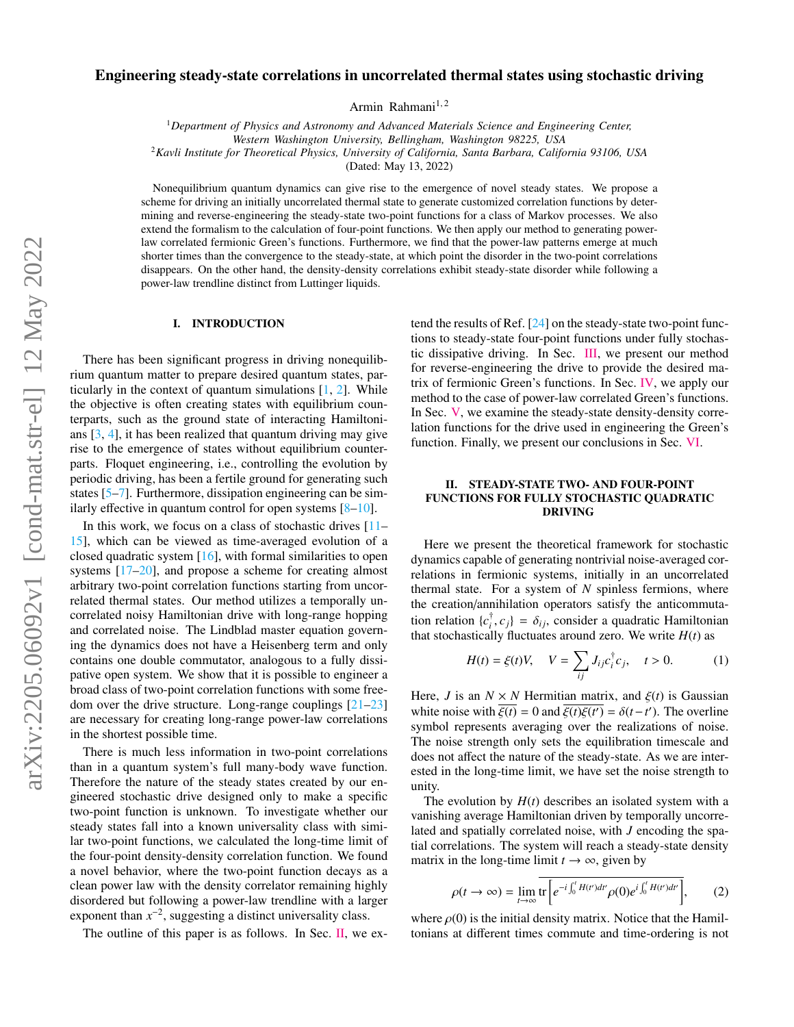# Engineering steady-state correlations in uncorrelated thermal states using stochastic driving

Armin Rahmani[1,2]

[1] *Department of Physics and Astronomy and Advanced Materials Science and Engineering Center, Western Washington University, Bellingham, Washington 98225, USA*
[2] *Kavli Institute for Theoretical Physics, University of California, Santa Barbara, California 93106, USA*

(Dated: May 13, 2022)

Nonequilibrium quantum dynamics can give rise to the emergence of novel steady states. We propose a scheme for driving an initially uncorrelated thermal state to generate customized correlation functions by determining and reverse-engineering the steady-state two-point functions for a class of Markov processes. We also extend the formalism to the calculation of four-point functions. We then apply our method to generating power-law correlated fermionic Green's functions. Furthermore, we find that the power-law patterns emerge at much shorter times than the convergence to the steady-state, at which point the disorder in the two-point correlations disappears. On the other hand, the density-density correlations exhibit steady-state disorder while following a power-law trendline distinct from Luttinger liquids.

## I. INTRODUCTION

There has been significant progress in driving nonequilibrium quantum matter to prepare desired quantum states, particularly in the context of quantum simulations [1, 2]. While the objective is often creating states with equilibrium counterparts, such as the ground state of interacting Hamiltonians [3, 4], it has been realized that quantum driving may give rise to the emergence of states without equilibrium counterparts. Floquet engineering, i.e., controlling the evolution by periodic driving, has been a fertile ground for generating such states [5–7]. Furthermore, dissipation engineering can be similarly effective in quantum control for open systems [8–10].

In this work, we focus on a class of stochastic drives [11–15], which can be viewed as time-averaged evolution of a closed quadratic system [16], with formal similarities to open systems [17–20], and propose a scheme for creating almost arbitrary two-point correlation functions starting from uncorrelated thermal states. Our method utilizes a temporally uncorrelated noisy Hamiltonian drive with long-range hopping and correlated noise. The Lindblad master equation governing the dynamics does not have a Heisenberg term and only contains one double commutator, analogous to a fully dissipative open system. We show that it is possible to engineer a broad class of two-point correlation functions with some freedom over the drive structure. Long-range couplings [21–23] are necessary for creating long-range power-law correlations in the shortest possible time.

There is much less information in two-point correlations than in a quantum system's full many-body wave function. Therefore the nature of the steady states created by our engineered stochastic drive designed only to make a specific two-point function is unknown. To investigate whether our steady states fall into a known universality class with similar two-point functions, we calculated the long-time limit of the four-point density-density correlation function. We found a novel behavior, where the two-point function decays as a clean power law with the density correlator remaining highly disordered but following a power-law trendline with a larger exponent than $x^{-2}$, suggesting a distinct universality class.

The outline of this paper is as follows. In Sec. II, we extend the results of Ref. [24] on the steady-state two-point functions to steady-state four-point functions under fully stochastic dissipative driving. In Sec. III, we present our method for reverse-engineering the drive to provide the desired matrix of fermionic Green's functions. In Sec. IV, we apply our method to the case of power-law correlated Green's functions. In Sec. V, we examine the steady-state density-density correlation functions for the drive used in engineering the Green's function. Finally, we present our conclusions in Sec. VI.

## II. STEADY-STATE TWO- AND FOUR-POINT FUNCTIONS FOR FULLY STOCHASTIC QUADRATIC DRIVING

Here we present the theoretical framework for stochastic dynamics capable of generating nontrivial noise-averaged correlations in fermionic systems, initially in an uncorrelated thermal state. For a system of $N$ spinless fermions, where the creation/annihilation operators satisfy the anticommutation relation $\{c_i^\dagger, c_j\} = \delta_{ij}$, consider a quadratic Hamiltonian that stochastically fluctuates around zero. We write $H(t)$ as

$$H(t) = \xi(t)V, \quad V = \sum_{ij} J_{ij} c_i^\dagger c_j, \quad t > 0. \tag{1}$$

Here, $J$ is an $N \times N$ Hermitian matrix, and $\xi(t)$ is Gaussian white noise with $\overline{\xi(t)} = 0$ and $\overline{\xi(t)\xi(t')} = \delta(t - t')$. The overline symbol represents averaging over the realizations of noise. The noise strength only sets the equilibration timescale and does not affect the nature of the steady-state. As we are interested in the long-time limit, we have set the noise strength to unity.

The evolution by $H(t)$ describes an isolated system with a vanishing average Hamiltonian driven by temporally uncorrelated and spatially correlated noise, with $J$ encoding the spatial correlations. The system will reach a steady-state density matrix in the long-time limit $t \to \infty$, given by

$$\rho(t \to \infty) = \lim_{t\to\infty} \overline{\mathrm{tr}\left[e^{-i\int_0^t H(t')dt'} \rho(0) e^{i\int_0^t H(t')dt'}\right]}, \tag{2}$$

where $\rho(0)$ is the initial density matrix. Notice that the Hamiltonians at different times commute and time-ordering is not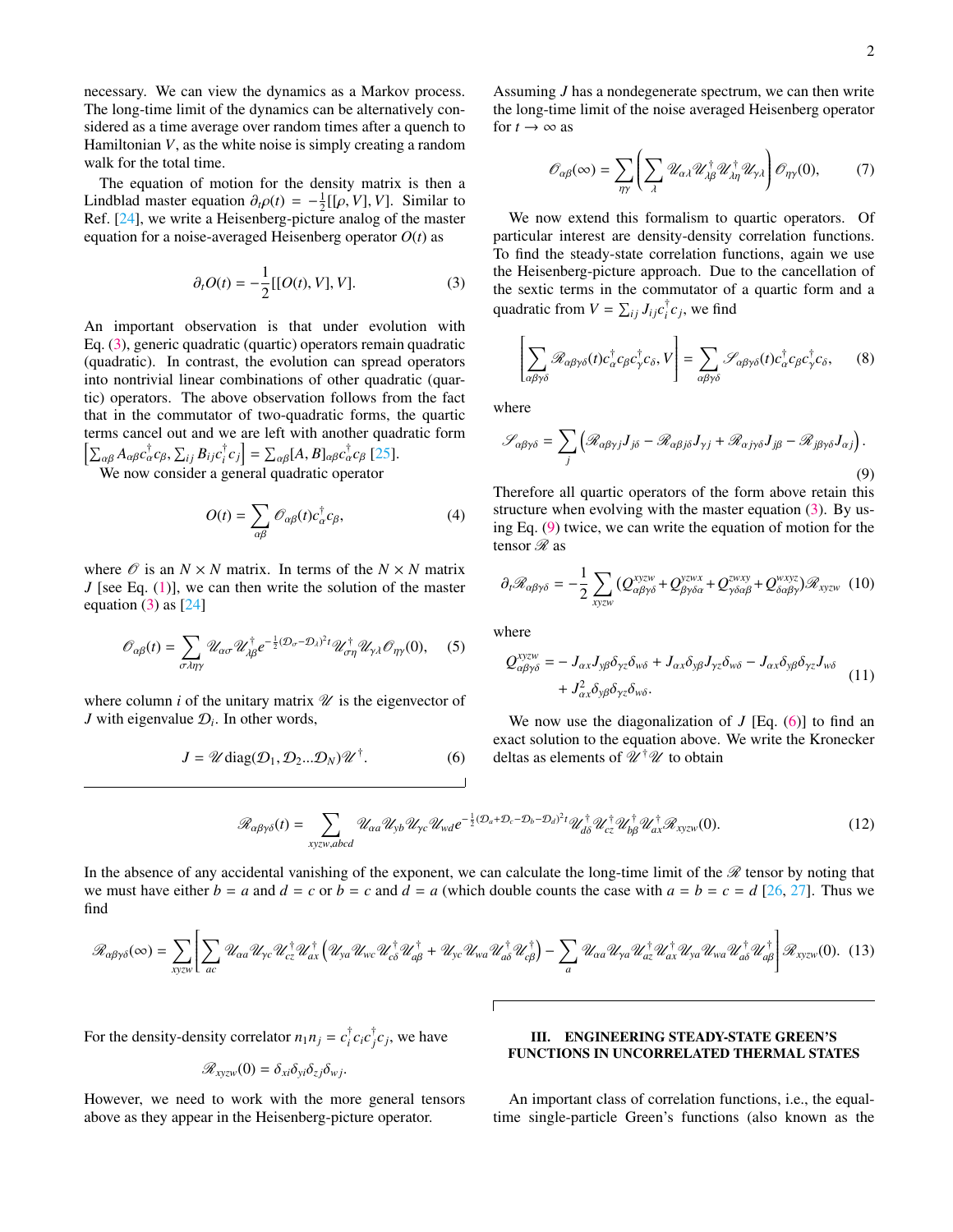necessary. We can view the dynamics as a Markov process. The long-time limit of the dynamics can be alternatively considered as a time average over random times after a quench to Hamiltonian $V$, as the white noise is simply creating a random walk for the total time.

The equation of motion for the density matrix is then a Lindblad master equation $\partial_t \rho(t) = -\frac{1}{2}[[\rho, V], V]$. Similar to Ref. [24], we write a Heisenberg-picture analog of the master equation for a noise-averaged Heisenberg operator $O(t)$ as

$$\partial_t O(t) = -\frac{1}{2}[[O(t), V], V]. \tag{3}$$

An important observation is that under evolution with Eq. (3), generic quadratic (quartic) operators remain quadratic (quadratic). In contrast, the evolution can spread operators into nontrivial linear combinations of other quadratic (quartic) operators. The above observation follows from the fact that in the commutator of two-quadratic forms, the quartic terms cancel out and we are left with another quadratic form $\left[\sum_{\alpha\beta} A_{\alpha\beta} c_\alpha^\dagger c_\beta, \sum_{ij} B_{ij} c_i^\dagger c_j\right] = \sum_{\alpha\beta} [A, B]_{\alpha\beta} c_\alpha^\dagger c_\beta$ [25].

We now consider a general quadratic operator

$$O(t) = \sum_{\alpha\beta} \mathscr{O}_{\alpha\beta}(t) c_\alpha^\dagger c_\beta, \tag{4}$$

where $\mathscr{O}$ is an $N \times N$ matrix. In terms of the $N \times N$ matrix $J$ [see Eq. (1)], we can then write the solution of the master equation (3) as [24]

$$\mathscr{O}_{\alpha\beta}(t) = \sum_{\sigma\lambda\eta\gamma} \mathscr{U}_{\alpha\sigma} \mathscr{U}^\dagger_{\lambda\beta} e^{-\frac{1}{2}(\mathcal{D}_\sigma - \mathcal{D}_\lambda)^2 t} \mathscr{U}^\dagger_{\sigma\eta} \mathscr{U}_{\gamma\lambda} \mathscr{O}_{\eta\gamma}(0), \tag{5}$$

where column $i$ of the unitary matrix $\mathscr{U}$ is the eigenvector of $J$ with eigenvalue $\mathcal{D}_i$. In other words,

$$J = \mathscr{U} \operatorname{diag}(\mathcal{D}_1, \mathcal{D}_2 ... \mathcal{D}_N) \mathscr{U}^\dagger. \tag{6}$$

Assuming $J$ has a nondegenerate spectrum, we can then write the long-time limit of the noise averaged Heisenberg operator for $t \to \infty$ as

$$\mathscr{O}_{\alpha\beta}(\infty) = \sum_{\eta\gamma} \left( \sum_\lambda \mathscr{U}_{\alpha\lambda} \mathscr{U}^\dagger_{\lambda\beta} \mathscr{U}^\dagger_{\lambda\eta} \mathscr{U}_{\gamma\lambda} \right) \mathscr{O}_{\eta\gamma}(0), \tag{7}$$

We now extend this formalism to quartic operators. Of particular interest are density-density correlation functions. To find the steady-state correlation functions, again we use the Heisenberg-picture approach. Due to the cancellation of the sextic terms in the commutator of a quartic form and a quadratic from $V = \sum_{ij} J_{ij} c_i^\dagger c_j$, we find

$$\left[ \sum_{\alpha\beta\gamma\delta} \mathscr{R}_{\alpha\beta\gamma\delta}(t) c_\alpha^\dagger c_\beta c_\gamma^\dagger c_\delta, V \right] = \sum_{\alpha\beta\gamma\delta} \mathscr{S}_{\alpha\beta\gamma\delta}(t) c_\alpha^\dagger c_\beta c_\gamma^\dagger c_\delta, \tag{8}$$

where

$$\mathscr{S}_{\alpha\beta\gamma\delta} = \sum_j \left( \mathscr{R}_{\alpha\beta\gamma j} J_{j\delta} - \mathscr{R}_{\alpha\beta j\delta} J_{\gamma j} + \mathscr{R}_{\alpha j\gamma\delta} J_{j\beta} - \mathscr{R}_{j\beta\gamma\delta} J_{\alpha j} \right). \tag{9}$$

Therefore all quartic operators of the form above retain this structure when evolving with the master equation (3). By using Eq. (9) twice, we can write the equation of motion for the tensor $\mathscr{R}$ as

$$\partial_t \mathscr{R}_{\alpha\beta\gamma\delta} = -\frac{1}{2} \sum_{xyzw} (Q^{xyzw}_{\alpha\beta\gamma\delta} + Q^{yzwx}_{\beta\gamma\delta\alpha} + Q^{zwxy}_{\gamma\delta\alpha\beta} + Q^{wxyz}_{\delta\alpha\beta\gamma}) \mathscr{R}_{xyzw} \tag{10}$$

where

$$\begin{aligned} Q^{xyzw}_{\alpha\beta\gamma\delta} =& - J_{\alpha x} J_{y\beta} \delta_{\gamma z} \delta_{w\delta} + J_{\alpha x} \delta_{y\beta} J_{\gamma z} \delta_{w\delta} - J_{\alpha x} \delta_{y\beta} \delta_{\gamma z} J_{w\delta} \\ &+ J^2_{\alpha x} \delta_{y\beta} \delta_{\gamma z} \delta_{w\delta}. \end{aligned} \tag{11}$$

We now use the diagonalization of $J$ [Eq. (6)] to find an exact solution to the equation above. We write the Kronecker deltas as elements of $\mathscr{U}^\dagger \mathscr{U}$ to obtain

$$\mathscr{R}_{\alpha\beta\gamma\delta}(t) = \sum_{xyzw,abcd} \mathscr{U}_{\alpha a} \mathscr{U}_{yb} \mathscr{U}_{\gamma c} \mathscr{U}_{wd} e^{-\frac{1}{2}(\mathcal{D}_a + \mathcal{D}_c - \mathcal{D}_b - \mathcal{D}_d)^2 t} \mathscr{U}^\dagger_{d\delta} \mathscr{U}^\dagger_{cz} \mathscr{U}^\dagger_{b\beta} \mathscr{U}^\dagger_{ax} \mathscr{R}_{xyzw}(0). \tag{12}$$

In the absence of any accidental vanishing of the exponent, we can calculate the long-time limit of the $\mathscr{R}$ tensor by noting that we must have either $b = a$ and $d = c$ or $b = c$ and $d = a$ (which double counts the case with $a = b = c = d$ [26, 27]. Thus we find

$$\mathscr{R}_{\alpha\beta\gamma\delta}(\infty) = \sum_{xyzw} \left[ \sum_{ac} \mathscr{U}_{\alpha a} \mathscr{U}_{\gamma c} \mathscr{U}^\dagger_{cz} \mathscr{U}^\dagger_{ax} \left( \mathscr{U}_{ya} \mathscr{U}_{wc} \mathscr{U}^\dagger_{c\delta} \mathscr{U}^\dagger_{a\beta} + \mathscr{U}_{yc} \mathscr{U}_{wa} \mathscr{U}^\dagger_{a\delta} \mathscr{U}^\dagger_{c\beta} \right) - \sum_a \mathscr{U}_{\alpha a} \mathscr{U}_{\gamma a} \mathscr{U}^\dagger_{az} \mathscr{U}^\dagger_{ax} \mathscr{U}_{ya} \mathscr{U}_{wa} \mathscr{U}^\dagger_{a\delta} \mathscr{U}^\dagger_{a\beta} \right] \mathscr{R}_{xyzw}(0). \tag{13}$$

For the density-density correlator $n_1 n_j = c_i^\dagger c_i c_j^\dagger c_j$, we have

$$\mathscr{R}_{xyzw}(0) = \delta_{xi} \delta_{yi} \delta_{zj} \delta_{wj}.$$

However, we need to work with the more general tensors above as they appear in the Heisenberg-picture operator.

## III. ENGINEERING STEADY-STATE GREEN'S FUNCTIONS IN UNCORRELATED THERMAL STATES

An important class of correlation functions, i.e., the equal-time single-particle Green's functions (also known as the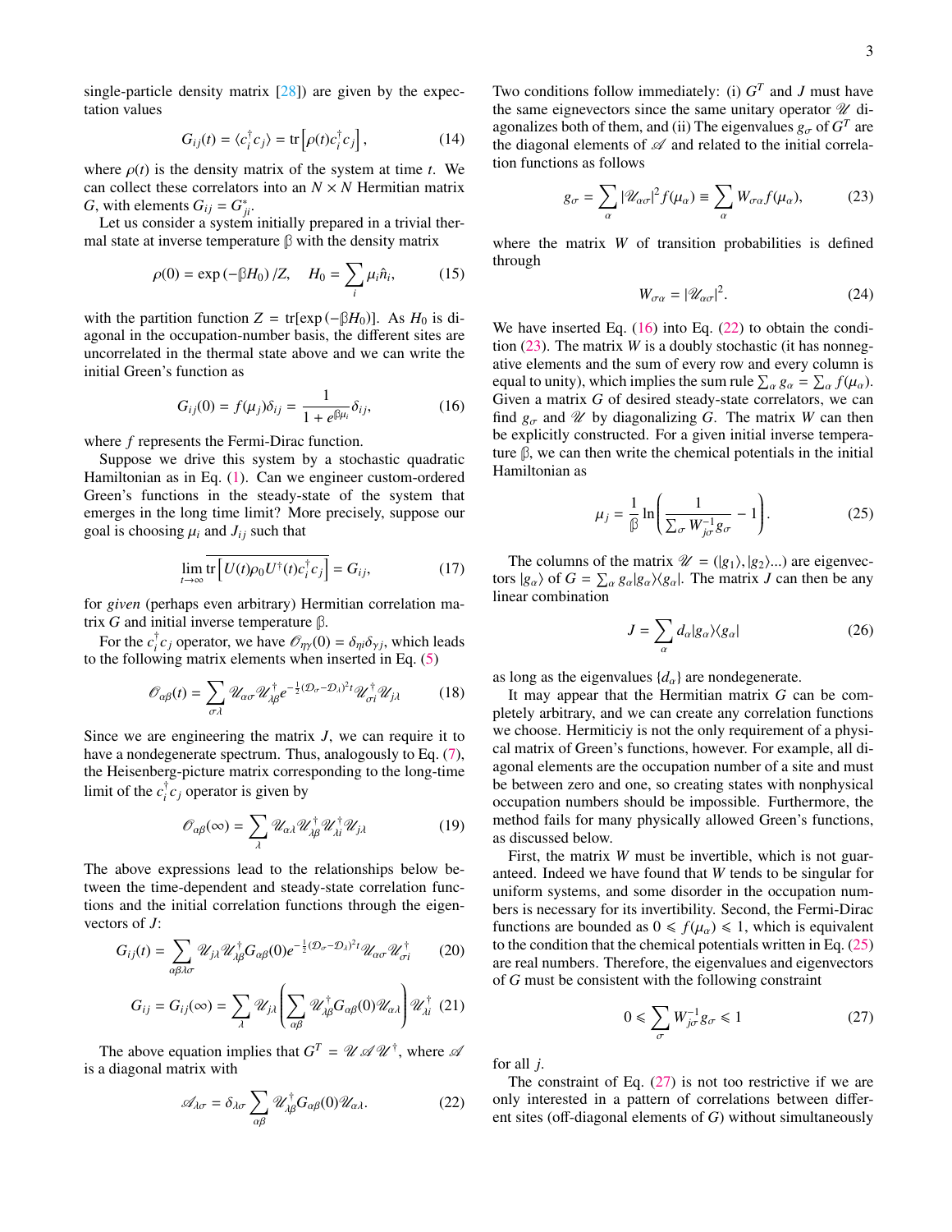single-particle density matrix [28]) are given by the expectation values

$$G_{ij}(t) = \langle c_i^\dagger c_j \rangle = \mathrm{tr}\left[\rho(t) c_i^\dagger c_j\right], \tag{14}$$

where $\rho(t)$ is the density matrix of the system at time $t$. We can collect these correlators into an $N \times N$ Hermitian matrix $G$, with elements $G_{ij} = G_{ji}^*$.

Let us consider a system initially prepared in a trivial thermal state at inverse temperature $\beta$ with the density matrix

$$\rho(0) = \exp\left(-\beta H_0\right)/Z, \quad H_0 = \sum_i \mu_i \hat{n}_i, \tag{15}$$

with the partition function $Z = \mathrm{tr}[\exp(-\beta H_0)]$. As $H_0$ is diagonal in the occupation-number basis, the different sites are uncorrelated in the thermal state above and we can write the initial Green's function as

$$G_{ij}(0) = f(\mu_j)\delta_{ij} = \frac{1}{1 + e^{\beta\mu_i}}\delta_{ij}, \tag{16}$$

where $f$ represents the Fermi-Dirac function.

Suppose we drive this system by a stochastic quadratic Hamiltonian as in Eq. (1). Can we engineer custom-ordered Green's functions in the steady-state of the system that emerges in the long time limit? More precisely, suppose our goal is choosing $\mu_i$ and $J_{ij}$ such that

$$\lim_{t\to\infty} \overline{\mathrm{tr}\left[U(t)\rho_0 U^\dagger(t) c_i^\dagger c_j\right]} = G_{ij}, \tag{17}$$

for *given* (perhaps even arbitrary) Hermitian correlation matrix $G$ and initial inverse temperature $\beta$.

For the $c_i^\dagger c_j$ operator, we have $\mathscr{O}_{\eta\gamma}(0) = \delta_{\eta i}\delta_{\gamma j}$, which leads to the following matrix elements when inserted in Eq. (5)

$$\mathscr{O}_{\alpha\beta}(t) = \sum_{\sigma\lambda} \mathscr{U}_{\alpha\sigma}\mathscr{U}_{\lambda\beta}^\dagger e^{-\frac{1}{2}(\mathcal{D}_\sigma - \mathcal{D}_\lambda)^2 t}\mathscr{U}_{\sigma i}^\dagger \mathscr{U}_{j\lambda} \tag{18}$$

Since we are engineering the matrix $J$, we can require it to have a nondegenerate spectrum. Thus, analogously to Eq. (7), the Heisenberg-picture matrix corresponding to the long-time limit of the $c_i^\dagger c_j$ operator is given by

$$\mathscr{O}_{\alpha\beta}(\infty) = \sum_\lambda \mathscr{U}_{\alpha\lambda}\mathscr{U}_{\lambda\beta}^\dagger \mathscr{U}_{\lambda i}^\dagger \mathscr{U}_{j\lambda} \tag{19}$$

The above expressions lead to the relationships below between the time-dependent and steady-state correlation functions and the initial correlation functions through the eigenvectors of $J$:

$$G_{ij}(t) = \sum_{\alpha\beta\lambda\sigma} \mathscr{U}_{j\lambda}\mathscr{U}_{\lambda\beta}^\dagger G_{\alpha\beta}(0) e^{-\frac{1}{2}(\mathcal{D}_\sigma - \mathcal{D}_\lambda)^2 t}\mathscr{U}_{\alpha\sigma}\mathscr{U}_{\sigma i}^\dagger \tag{20}$$

$$G_{ij} = G_{ij}(\infty) = \sum_\lambda \mathscr{U}_{j\lambda}\left(\sum_{\alpha\beta}\mathscr{U}_{\lambda\beta}^\dagger G_{\alpha\beta}(0)\mathscr{U}_{\alpha\lambda}\right)\mathscr{U}_{\lambda i}^\dagger \tag{21}$$

The above equation implies that $G^T = \mathscr{U}\mathscr{A}\mathscr{U}^\dagger$, where $\mathscr{A}$ is a diagonal matrix with

$$\mathscr{A}_{\lambda\sigma} = \delta_{\lambda\sigma}\sum_{\alpha\beta}\mathscr{U}_{\lambda\beta}^\dagger G_{\alpha\beta}(0)\mathscr{U}_{\alpha\lambda}. \tag{22}$$

Two conditions follow immediately: (i) $G^T$ and $J$ must have the same eignevectors since the same unitary operator $\mathscr{U}$ diagonalizes both of them, and (ii) The eigenvalues $g_\sigma$ of $G^T$ are the diagonal elements of $\mathscr{A}$ and related to the initial correlation functions as follows

$$g_\sigma = \sum_\alpha |\mathscr{U}_{\alpha\sigma}|^2 f(\mu_\alpha) \equiv \sum_\alpha W_{\sigma\alpha} f(\mu_\alpha), \tag{23}$$

where the matrix $W$ of transition probabilities is defined through

$$W_{\sigma\alpha} = |\mathscr{U}_{\alpha\sigma}|^2. \tag{24}$$

We have inserted Eq. (16) into Eq. (22) to obtain the condition (23). The matrix $W$ is a doubly stochastic (it has nonnegative elements and the sum of every row and every column is equal to unity), which implies the sum rule $\sum_\alpha g_\alpha = \sum_\alpha f(\mu_\alpha)$. Given a matrix $G$ of desired steady-state correlators, we can find $g_\sigma$ and $\mathscr{U}$ by diagonalizing $G$. The matrix $W$ can then be explicitly constructed. For a given initial inverse temperature $\beta$, we can then write the chemical potentials in the initial Hamiltonian as

$$\mu_j = \frac{1}{\beta}\ln\left(\frac{1}{\sum_\sigma W_{j\sigma}^{-1} g_\sigma} - 1\right). \tag{25}$$

The columns of the matrix $\mathscr{U} = (|g_1\rangle, |g_2\rangle ...)$ are eigenvectors $|g_\alpha\rangle$ of $G = \sum_\alpha g_\alpha |g_\alpha\rangle\langle g_\alpha|$. The matrix $J$ can then be any linear combination

$$J = \sum_\alpha d_\alpha |g_\alpha\rangle\langle g_\alpha| \tag{26}$$

as long as the eigenvalues $\{d_\alpha\}$ are nondegenerate.

It may appear that the Hermitian matrix $G$ can be completely arbitrary, and we can create any correlation functions we choose. Hermiticiy is not the only requirement of a physical matrix of Green's functions, however. For example, all diagonal elements are the occupation number of a site and must be between zero and one, so creating states with nonphysical occupation numbers should be impossible. Furthermore, the method fails for many physically allowed Green's functions, as discussed below.

First, the matrix $W$ must be invertible, which is not guaranteed. Indeed we have found that $W$ tends to be singular for uniform systems, and some disorder in the occupation numbers is necessary for its invertibility. Second, the Fermi-Dirac functions are bounded as $0 \leqslant f(\mu_\alpha) \leqslant 1$, which is equivalent to the condition that the chemical potentials written in Eq. (25) are real numbers. Therefore, the eigenvalues and eigenvectors of $G$ must be consistent with the following constraint

$$0 \leqslant \sum_\sigma W_{j\sigma}^{-1} g_\sigma \leqslant 1 \tag{27}$$

for all $j$.

The constraint of Eq. (27) is not too restrictive if we are only interested in a pattern of correlations between different sites (off-diagonal elements of $G$) without simultaneously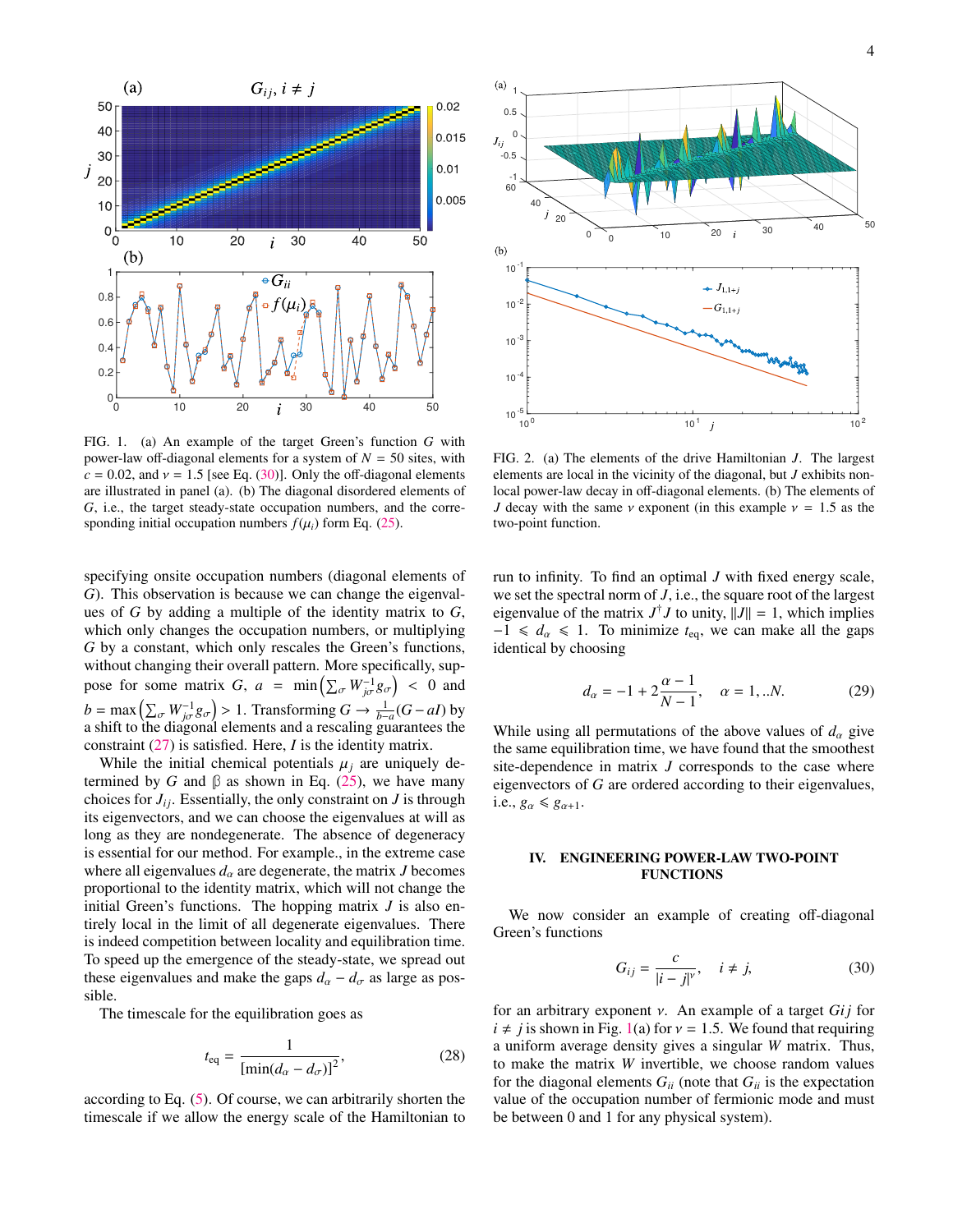FIG. 1. (a) An example of the target Green's function $G$ with power-law off-diagonal elements for a system of $N = 50$ sites, with $c = 0.02$, and $\nu = 1.5$ [see Eq. (30)]. Only the off-diagonal elements are illustrated in panel (a). (b) The diagonal disordered elements of $G$, i.e., the target steady-state occupation numbers, and the corresponding initial occupation numbers $f(\mu_i)$ form Eq. (25).

FIG. 2. (a) The elements of the drive Hamiltonian $J$. The largest elements are local in the vicinity of the diagonal, but $J$ exhibits non-local power-law decay in off-diagonal elements. (b) The elements of $J$ decay with the same $\nu$ exponent (in this example $\nu = 1.5$ as the two-point function.

specifying onsite occupation numbers (diagonal elements of $G$). This observation is because we can change the eigenvalues of $G$ by adding a multiple of the identity matrix to $G$, which only changes the occupation numbers, or multiplying $G$ by a constant, which only rescales the Green's functions, without changing their overall pattern. More specifically, suppose for some matrix $G$, $a = \min\left(\sum_\sigma W^{-1}_{j\sigma} g_\sigma\right) < 0$ and $b = \max\left(\sum_\sigma W^{-1}_{j\sigma} g_\sigma\right) > 1$. Transforming $G \to \frac{1}{b-a}(G - aI)$ by a shift to the diagonal elements and a rescaling guarantees the constraint (27) is satisfied. Here, $I$ is the identity matrix.

While the initial chemical potentials $\mu_j$ are uniquely determined by $G$ and $\beta$ as shown in Eq. (25), we have many choices for $J_{ij}$. Essentially, the only constraint on $J$ is through its eigenvectors, and we can choose the eigenvalues at will as long as they are nondegenerate. The absence of degeneracy is essential for our method. For example., in the extreme case where all eigenvalues $d_\alpha$ are degenerate, the matrix $J$ becomes proportional to the identity matrix, which will not change the initial Green's functions. The hopping matrix $J$ is also entirely local in the limit of all degenerate eigenvalues. There is indeed competition between locality and equilibration time. To speed up the emergence of the steady-state, we spread out these eigenvalues and make the gaps $d_\alpha - d_\sigma$ as large as possible.

The timescale for the equilibration goes as

$$t_{\rm eq} = \frac{1}{[\min(d_\alpha - d_\sigma)]^2}, \tag{28}$$

according to Eq. (5). Of course, we can arbitrarily shorten the timescale if we allow the energy scale of the Hamiltonian to run to infinity. To find an optimal $J$ with fixed energy scale, we set the spectral norm of $J$, i.e., the square root of the largest eigenvalue of the matrix $J^\dagger J$ to unity, $\|J\| = 1$, which implies $-1 \leqslant d_\alpha \leqslant 1$. To minimize $t_{\rm eq}$, we can make all the gaps identical by choosing

$$d_\alpha = -1 + 2\frac{\alpha - 1}{N - 1}, \quad \alpha = 1, ..N. \tag{29}$$

While using all permutations of the above values of $d_\alpha$ give the same equilibration time, we have found that the smoothest site-dependence in matrix $J$ corresponds to the case where eigenvectors of $G$ are ordered according to their eigenvalues, i.e., $g_\alpha \leqslant g_{\alpha+1}$.

## IV. ENGINEERING POWER-LAW TWO-POINT FUNCTIONS

We now consider an example of creating off-diagonal Green's functions

$$G_{ij} = \frac{c}{|i - j|^\nu}, \quad i \neq j, \tag{30}$$

for an arbitrary exponent $\nu$. An example of a target $Gij$ for $i \neq j$ is shown in Fig. 1(a) for $\nu = 1.5$. We found that requiring a uniform average density gives a singular $W$ matrix. Thus, to make the matrix $W$ invertible, we choose random values for the diagonal elements $G_{ii}$ (note that $G_{ii}$ is the expectation value of the occupation number of fermionic mode and must be between 0 and 1 for any physical system).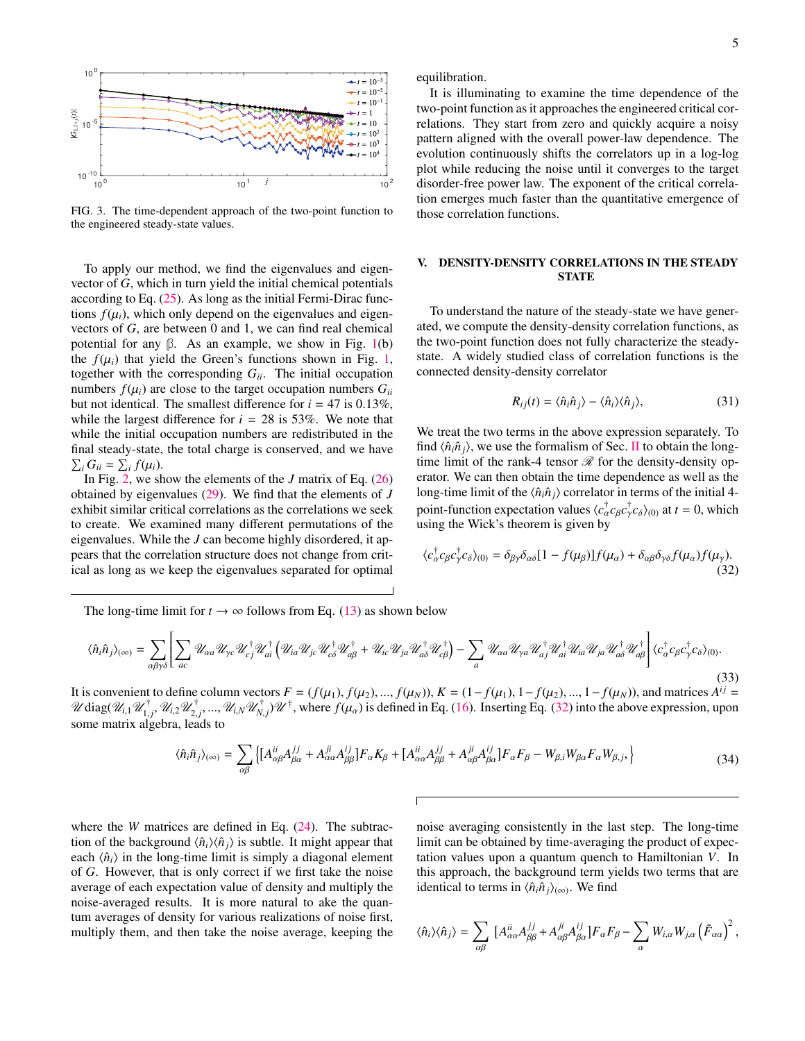FIG. 3. The time-dependent approach of the two-point function to the engineered steady-state values.

To apply our method, we find the eigenvalues and eigenvector of $G$, which in turn yield the initial chemical potentials according to Eq. (25). As long as the initial Fermi-Dirac functions $f(\mu_i)$, which only depend on the eigenvalues and eigenvectors of $G$, are between 0 and 1, we can find real chemical potential for any $\beta$. As an example, we show in Fig. 1(b) the $f(\mu_i)$ that yield the Green's functions shown in Fig. 1, together with the corresponding $G_{ii}$. The initial occupation numbers $f(\mu_i)$ are close to the target occupation numbers $G_{ii}$ but not identical. The smallest difference for $i = 47$ is 0.13%, while the largest difference for $i = 28$ is 53%. We note that while the initial occupation numbers are redistributed in the final steady-state, the total charge is conserved, and we have $\sum_i G_{ii} = \sum_i f(\mu_i)$.

In Fig. 2, we show the elements of the $J$ matrix of Eq. (26) obtained by eigenvalues (29). We find that the elements of $J$ exhibit similar critical correlations as the correlations we seek to create. We examined many different permutations of the eigenvalues. While the $J$ can become highly disordered, it appears that the correlation structure does not change from critical as long as we keep the eigenvalues separated for optimal equilibration.

It is illuminating to examine the time dependence of the two-point function as it approaches the engineered critical correlations. They start from zero and quickly acquire a noisy pattern aligned with the overall power-law dependence. The evolution continuously shifts the correlators up in a log-log plot while reducing the noise until it converges to the target disorder-free power law. The exponent of the critical correlation emerges much faster than the quantitative emergence of those correlation functions.

## V. DENSITY-DENSITY CORRELATIONS IN THE STEADY STATE

To understand the nature of the steady-state we have generated, we compute the density-density correlation functions, as the two-point function does not fully characterize the steady-state. A widely studied class of correlation functions is the connected density-density correlator

$$R_{ij}(t) = \langle \hat{n}_i \hat{n}_j \rangle - \langle \hat{n}_i \rangle \langle \hat{n}_j \rangle, \tag{31}$$

We treat the two terms in the above expression separately. To find $\langle \hat{n}_i \hat{n}_j \rangle$, we use the formalism of Sec. II to obtain the long-time limit of the rank-4 tensor $\mathscr{R}$ for the density-density operator. We can then obtain the time dependence as well as the long-time limit of the $\langle \hat{n}_i \hat{n}_j \rangle$ correlator in terms of the initial 4-point-function expectation values $\langle c^\dagger_\alpha c_\beta c^\dagger_\gamma c_\delta \rangle_{(0)}$ at $t = 0$, which using the Wick's theorem is given by

$$\langle c^\dagger_\alpha c_\beta c^\dagger_\gamma c_\delta \rangle_{(0)} = \delta_{\beta\gamma}\delta_{\alpha\delta}[1 - f(\mu_\beta)] f(\mu_\alpha) + \delta_{\alpha\beta}\delta_{\gamma\delta} f(\mu_\alpha) f(\mu_\gamma). \tag{32}$$

The long-time limit for $t \to \infty$ follows from Eq. (13) as shown below

$$\langle \hat{n}_i \hat{n}_j \rangle_{(\infty)} = \sum_{\alpha\beta\gamma\delta} \left[ \sum_{ac} \mathscr{U}_{\alpha a} \mathscr{U}_{\gamma c} \mathscr{U}^\dagger_{cj} \mathscr{U}^\dagger_{ai} \left( \mathscr{U}_{ia} \mathscr{U}_{jc} \mathscr{U}^\dagger_{c\delta} \mathscr{U}^\dagger_{a\beta} + \mathscr{U}_{ic} \mathscr{U}_{ja} \mathscr{U}^\dagger_{a\delta} \mathscr{U}^\dagger_{c\beta} \right) - \sum_a \mathscr{U}_{\alpha a} \mathscr{U}_{\gamma a} \mathscr{U}^\dagger_{aj} \mathscr{U}^\dagger_{ai} \mathscr{U}_{ia} \mathscr{U}_{ja} \mathscr{U}^\dagger_{a\delta} \mathscr{U}^\dagger_{a\beta} \right] \langle c^\dagger_\alpha c_\beta c^\dagger_\gamma c_\delta \rangle_{(0)}. \tag{33}$$

It is convenient to define column vectors $F = (f(\mu_1), f(\mu_2), ..., f(\mu_N))$, $K = (1 - f(\mu_1), 1 - f(\mu_2), ..., 1 - f(\mu_N))$, and matrices $A^{ij} = \mathscr{U}\,\mathrm{diag}(\mathscr{U}_{i,1}\mathscr{U}^\dagger_{1,j}, \mathscr{U}_{i,2}\mathscr{U}^\dagger_{2,j}, ..., \mathscr{U}_{i,N}\mathscr{U}^\dagger_{N,j})\mathscr{U}^\dagger$, where $f(\mu_\alpha)$ is defined in Eq. (16). Inserting Eq. (32) into the above expression, upon some matrix algebra, leads to

$$\langle \hat{n}_i \hat{n}_j \rangle_{(\infty)} = \sum_{\alpha\beta} \left\{ [A^{ii}_{\alpha\beta} A^{jj}_{\beta\alpha} + A^{ji}_{\alpha\alpha} A^{ij}_{\beta\beta}] F_\alpha K_\beta + [A^{ii}_{\alpha\alpha} A^{jj}_{\beta\beta} + A^{ji}_{\alpha\beta} A^{ij}_{\beta\alpha}] F_\alpha F_\beta - W_{\beta,i} W_{\beta\alpha} F_\alpha W_{\beta,j}, \right\} \tag{34}$$

where the $W$ matrices are defined in Eq. (24). The subtraction of the background $\langle \hat{n}_i \rangle \langle \hat{n}_j \rangle$ is subtle. It might appear that each $\langle \hat{n}_i \rangle$ in the long-time limit is simply a diagonal element of $G$. However, that is only correct if we first take the noise average of each expectation value of density and multiply the noise-averaged results. It is more natural to ake the quantum averages of density for various realizations of noise first, multiply them, and then take the noise average, keeping the noise averaging consistently in the last step. The long-time limit can be obtained by time-averaging the product of expectation values upon a quantum quench to Hamiltonian $V$. In this approach, the background term yields two terms that are identical to terms in $\langle \hat{n}_i \hat{n}_j \rangle_{(\infty)}$. We find

$$\langle \hat{n}_i \rangle \langle \hat{n}_j \rangle = \sum_{\alpha\beta} [A^{ii}_{\alpha\alpha} A^{jj}_{\beta\beta} + A^{ji}_{\alpha\beta} A^{ij}_{\beta\alpha}] F_\alpha F_\beta - \sum_\alpha W_{i,\alpha} W_{j,\alpha} \left( \tilde{F}_{\alpha\alpha} \right)^2,$$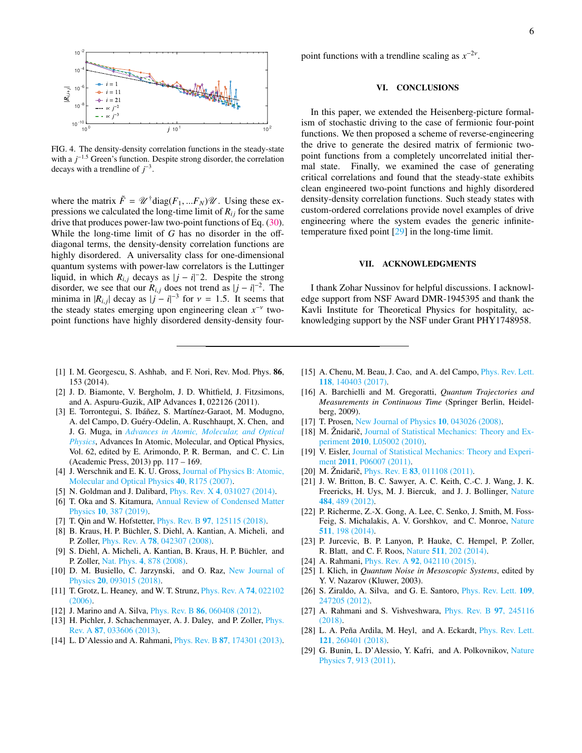$10^{-2}$

$10^{-4}$

$10^{-6}$

$10^{-8}$

$10^{-10}$

$|R_{i,i+j}|$

$10^{0}$

$j$ $10^{1}$

$10^{2}$

$i = 1$

$i = 11$

$i = 21$

$\propto j^{-2}$

$\propto j^{-3}$

FIG. 4. The density-density correlation functions in the steady-state with a $j^{-1.5}$ Green's function. Despite strong disorder, the correlation decays with a trendline of $j^{-3}$.

where the matrix $\tilde{F} = \mathscr{U}^{\dagger}\text{diag}(F_1, ...F_N)\mathscr{U}$. Using these expressions we calculated the long-time limit of $R_{ij}$ for the same drive that produces power-law two-point functions of Eq. (30). While the long-time limit of $G$ has no disorder in the off-diagonal terms, the density-density correlation functions are highly disordered. A universality class for one-dimensional quantum systems with power-law correlators is the Luttinger liquid, in which $R_{i,j}$ decays as $|j - i|^{-}2$. Despite the strong disorder, we see that our $R_{i,j}$ does not trend as $|j - i|^{-2}$. The minima in $|R_{i,j}|$ decay as $|j - i|^{-3}$ for $\nu = 1.5$. It seems that the steady states emerging upon engineering clean $x^{-\nu}$ two-point functions have highly disordered density-density four-point functions with a trendline scaling as $x^{-2\nu}$.

## VI. CONCLUSIONS

In this paper, we extended the Heisenberg-picture formalism of stochastic driving to the case of fermionic four-point functions. We then proposed a scheme of reverse-engineering the drive to generate the desired matrix of fermionic two-point functions from a completely uncorrelated initial thermal state. Finally, we examined the case of generating critical correlations and found that the steady-state exhibits clean engineered two-point functions and highly disordered density-density correlation functions. Such steady states with custom-ordered correlations provide novel examples of drive engineering where the system evades the generic infinite-temperature fixed point [29] in the long-time limit.

## VII. ACKNOWLEDGMENTS

I thank Zohar Nussinov for helpful discussions. I acknowledge support from NSF Award DMR-1945395 and thank the Kavli Institute for Theoretical Physics for hospitality, acknowledging support by the NSF under Grant PHY1748958.

---

[1] I. M. Georgescu, S. Ashhab, and F. Nori, Rev. Mod. Phys. **86**, 153 (2014).

[2] J. D. Biamonte, V. Bergholm, J. D. Whitfield, J. Fitzsimons, and A. Aspuru-Guzik, AIP Advances **1**, 022126 (2011).

[3] E. Torrontegui, S. Ibáñez, S. Martínez-Garaot, M. Modugno, A. del Campo, D. Guéry-Odelin, A. Ruschhaupt, X. Chen, and J. G. Muga, in *Advances in Atomic, Molecular, and Optical Physics*, Advances In Atomic, Molecular, and Optical Physics, Vol. 62, edited by E. Arimondo, P. R. Berman, and C. C. Lin (Academic Press, 2013) pp. 117 – 169.

[4] J. Werschnik and E. K. U. Gross, Journal of Physics B: Atomic, Molecular and Optical Physics **40**, R175 (2007).

[5] N. Goldman and J. Dalibard, Phys. Rev. X **4**, 031027 (2014).

[6] T. Oka and S. Kitamura, Annual Review of Condensed Matter Physics **10**, 387 (2019).

[7] T. Qin and W. Hofstetter, Phys. Rev. B **97**, 125115 (2018).

[8] B. Kraus, H. P. Büchler, S. Diehl, A. Kantian, A. Micheli, and P. Zoller, Phys. Rev. A **78**, 042307 (2008).

[9] S. Diehl, A. Micheli, A. Kantian, B. Kraus, H. P. Büchler, and P. Zoller, Nat. Phys. **4**, 878 (2008).

[10] D. M. Busiello, C. Jarzynski, and O. Raz, New Journal of Physics **20**, 093015 (2018).

[11] T. Grotz, L. Heaney, and W. T. Strunz, Phys. Rev. A **74**, 022102 (2006).

[12] J. Marino and A. Silva, Phys. Rev. B **86**, 060408 (2012).

[13] H. Pichler, J. Schachenmayer, A. J. Daley, and P. Zoller, Phys. Rev. A **87**, 033606 (2013).

[14] L. D'Alessio and A. Rahmani, Phys. Rev. B **87**, 174301 (2013).

[15] A. Chenu, M. Beau, J. Cao, and A. del Campo, Phys. Rev. Lett. **118**, 140403 (2017).

[16] A. Barchielli and M. Gregoratti, *Quantum Trajectories and Measurements in Continuous Time* (Springer Berlin, Heidelberg, 2009).

[17] T. Prosen, New Journal of Physics **10**, 043026 (2008).

[18] M. Žnidarič, Journal of Statistical Mechanics: Theory and Experiment **2010**, L05002 (2010).

[19] V. Eisler, Journal of Statistical Mechanics: Theory and Experiment **2011**, P06007 (2011).

[20] M. Žnidarič, Phys. Rev. E **83**, 011108 (2011).

[21] J. W. Britton, B. C. Sawyer, A. C. Keith, C.-C. J. Wang, J. K. Freericks, H. Uys, M. J. Biercuk, and J. J. Bollinger, Nature **484**, 489 (2012).

[22] P. Richerme, Z.-X. Gong, A. Lee, C. Senko, J. Smith, M. Foss-Feig, S. Michalakis, A. V. Gorshkov, and C. Monroe, Nature **511**, 198 (2014).

[23] P. Jurcevic, B. P. Lanyon, P. Hauke, C. Hempel, P. Zoller, R. Blatt, and C. F. Roos, Nature **511**, 202 (2014).

[24] A. Rahmani, Phys. Rev. A **92**, 042110 (2015).

[25] I. Klich, in *Quantum Noise in Mesoscopic Systems*, edited by Y. V. Nazarov (Kluwer, 2003).

[26] S. Ziraldo, A. Silva, and G. E. Santoro, Phys. Rev. Lett. **109**, 247205 (2012).

[27] A. Rahmani and S. Vishveshwara, Phys. Rev. B **97**, 245116 (2018).

[28] L. A. Peña Ardila, M. Heyl, and A. Eckardt, Phys. Rev. Lett. **121**, 260401 (2018).

[29] G. Bunin, L. D'Alessio, Y. Kafri, and A. Polkovnikov, Nature Physics **7**, 913 (2011).